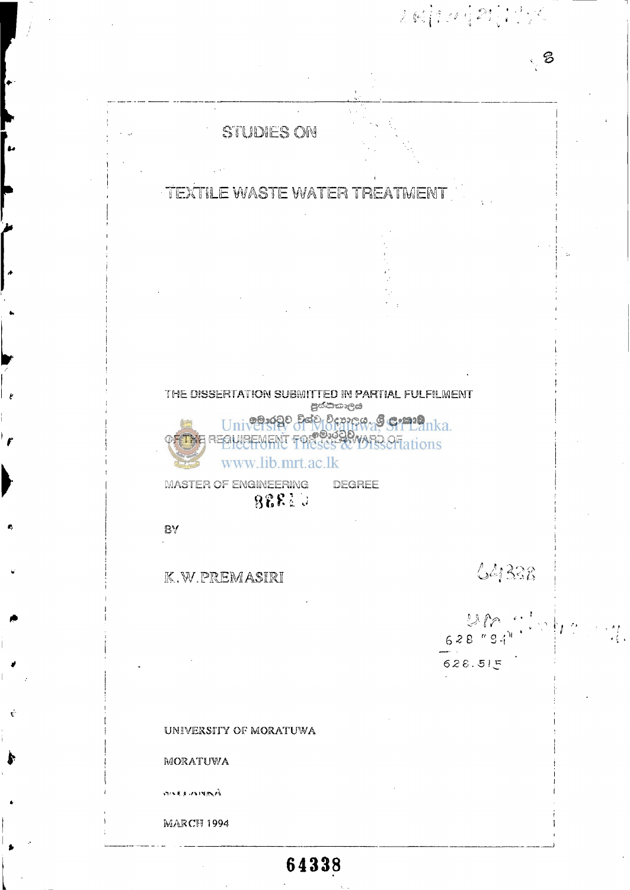# STUDIES ON

# TEXTILE WASTE WATER TREATMENT

THE DISSERTATION SUBMITTED IN PARTIAL FULFILMENT

OF THE REQUIREMENT FOR THE AWARD OF

University of Moratuwa, Sri Lanka.
Electronic Theses & Dissertations
www.lib.mrt.ac.lk

MASTER OF ENGINEERING DEGREE

BY

K.W.PREMASIRI

64338

628 "94"

628.515

UNIVERSITY OF MORATUWA

MORATUWA

SRI LANKA

MARCH 1994

64338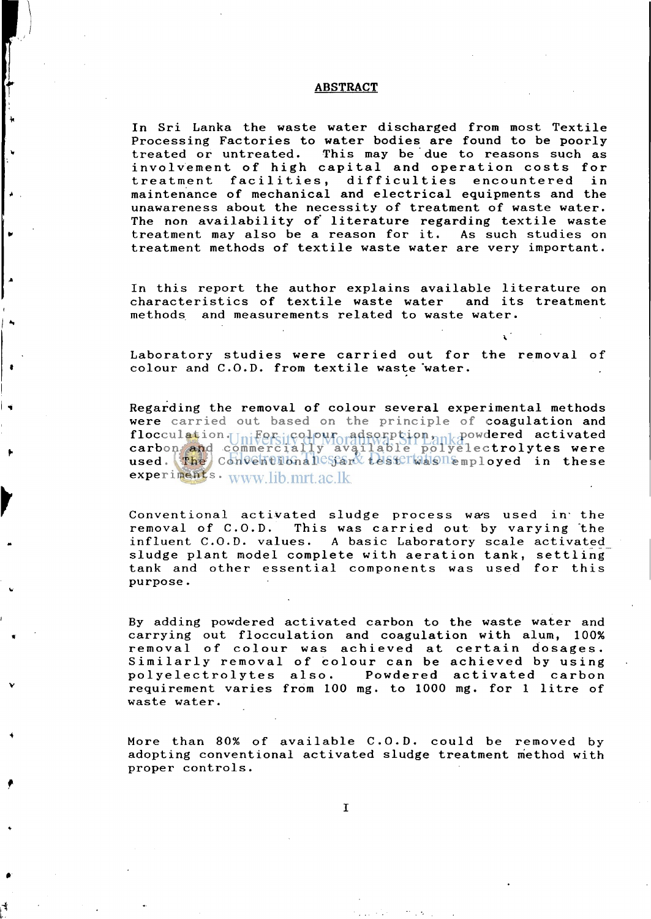## ABSTRACT

In Sri Lanka the waste water discharged from most Textile Processing Factories to water bodies are found to be poorly treated or untreated. This may be due to reasons such as involvement of high capital and operation costs for treatment facilities, difficulties encountered in maintenance of mechanical and electrical equipments and the unawareness about the necessity of treatment of waste water. The non availability of literature regarding textile waste treatment may also be a reason for it. As such studies on treatment methods of textile waste water are very important.

In this report the author explains available literature on characteristics of textile waste water and its treatment methods and measurements related to waste water.

Laboratory studies were carried out for the removal of colour and C.O.D. from textile waste water.

Regarding the removal of colour several experimental methods were carried out based on the principle of coagulation and flocculation. For colour adsorption, powdered activated carbon and commercially available polyelectrolytes were used. The conventional jar test was employed in these experiments.

Conventional activated sludge process was used in the removal of C.O.D. This was carried out by varying the influent C.O.D. values. A basic Laboratory scale activated sludge plant model complete with aeration tank, settling tank and other essential components was used for this purpose.

By adding powdered activated carbon to the waste water and carrying out flocculation and coagulation with alum, 100% removal of colour was achieved at certain dosages. Similarly removal of colour can be achieved by using polyelectrolytes also. Powdered activated carbon requirement varies from 100 mg. to 1000 mg. for 1 litre of waste water.

More than 80% of available C.O.D. could be removed by adopting conventional activated sludge treatment method with proper controls.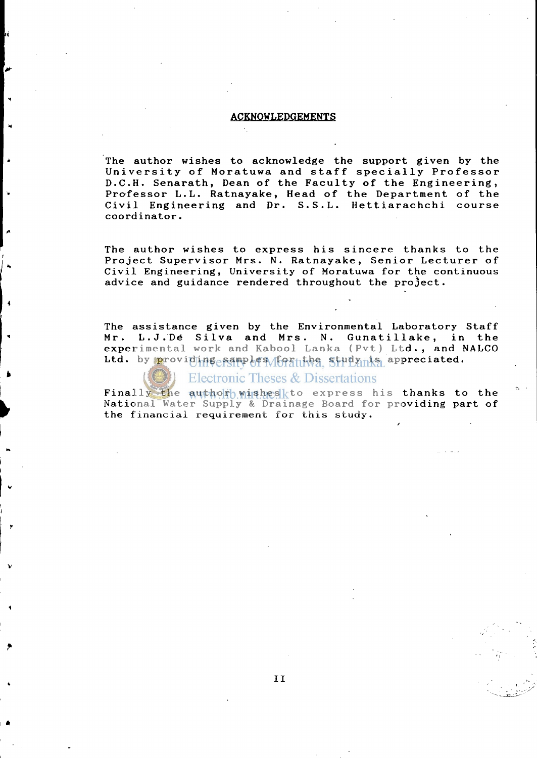## ACKNOWLEDGEMENTS

The author wishes to acknowledge the support given by the University of Moratuwa and staff specially Professor D.C.H. Senarath, Dean of the Faculty of the Engineering, Professor L.L. Ratnayake, Head of the Department of the Civil Engineering and Dr. S.S.L. Hettiarachchi course coordinator.

The author wishes to express his sincere thanks to the Project Supervisor Mrs. N. Ratnayake, Senior Lecturer of Civil Engineering, University of Moratuwa for the continuous advice and guidance rendered throughout the project.

The assistance given by the Environmental Laboratory Staff Mr. L.J.De Silva and Mrs. N. Gunatillake, in the experimental work and Kabool Lanka (Pvt) Ltd., and NALCO Ltd. by providing samples for the study is appreciated.

Finally the author wishes to express his thanks to the National Water Supply & Drainage Board for providing part of the financial requirement for this study.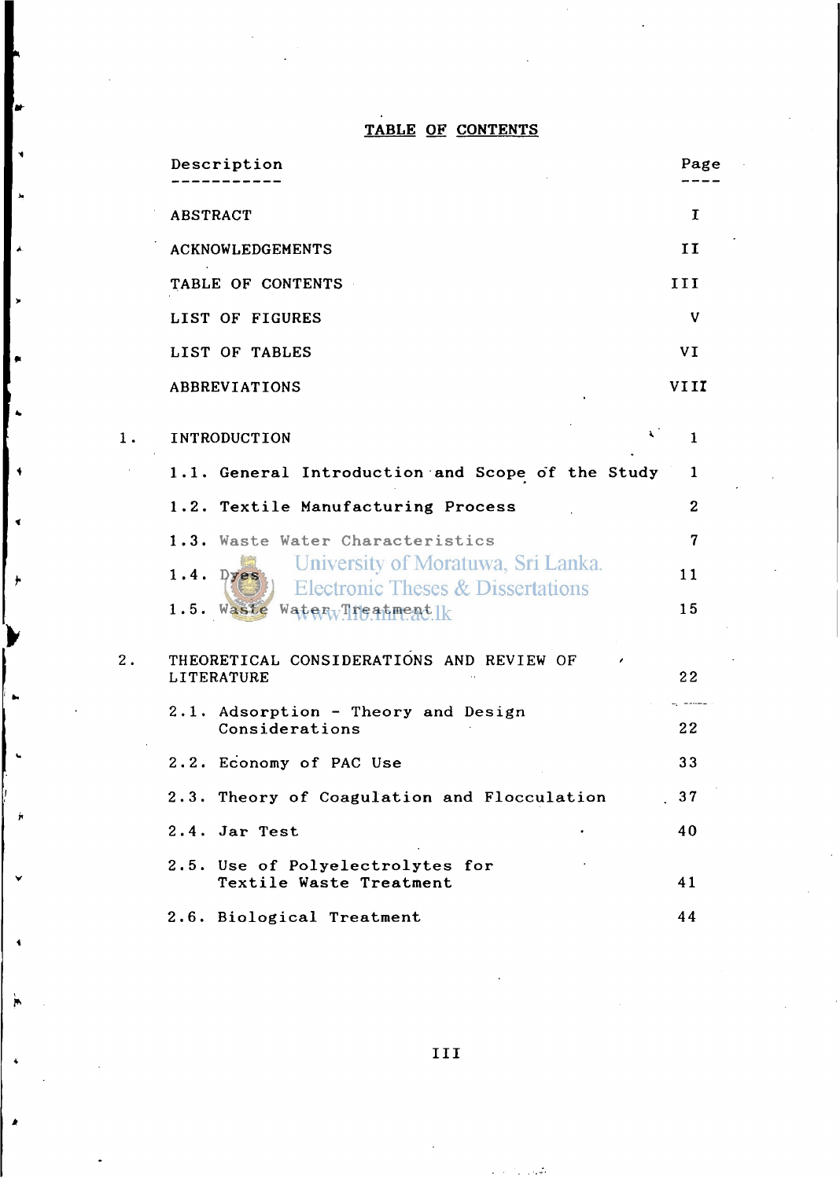# TABLE OF CONTENTS

| Description | Page |
|---|---|
| ABSTRACT | I |
| ACKNOWLEDGEMENTS | II |
| TABLE OF CONTENTS | III |
| LIST OF FIGURES | V |
| LIST OF TABLES | VI |
| ABBREVIATIONS | VIII |
| 1. INTRODUCTION | 1 |
| 1.1. General Introduction and Scope of the Study | 1 |
| 1.2. Textile Manufacturing Process | 2 |
| 1.3. Waste Water Characteristics | 7 |
| 1.4. Dyes | 11 |
| 1.5. Waste Water Treatment | 15 |
| 2. THEORETICAL CONSIDERATIONS AND REVIEW OF LITERATURE | 22 |
| 2.1. Adsorption - Theory and Design Considerations | 22 |
| 2.2. Economy of PAC Use | 33 |
| 2.3. Theory of Coagulation and Flocculation | 37 |
| 2.4. Jar Test | 40 |
| 2.5. Use of Polyelectrolytes for Textile Waste Treatment | 41 |
| 2.6. Biological Treatment | 44 |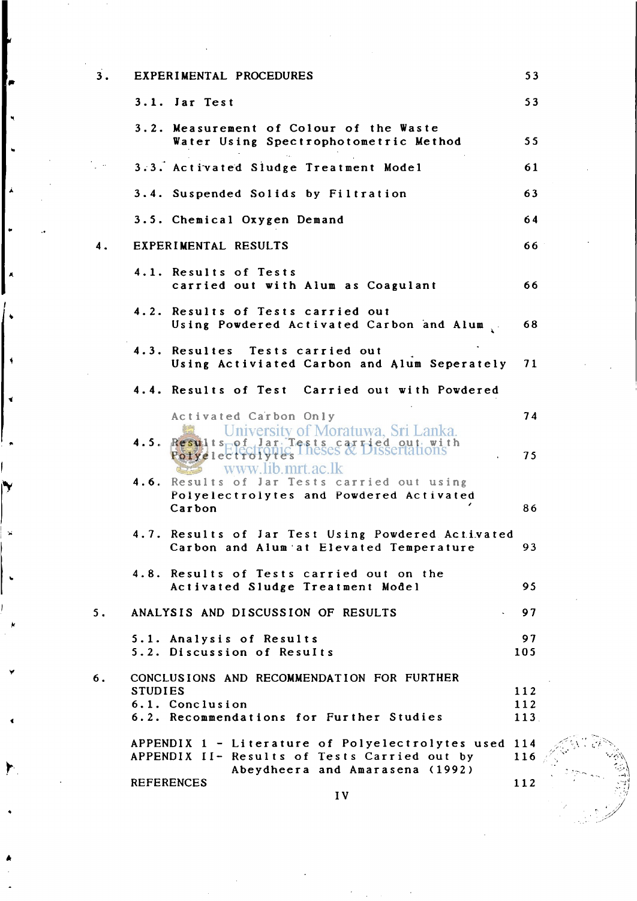| | | |
|---|---|---|
| 3. | EXPERIMENTAL PROCEDURES | 53 |
| | 3.1. Jar Test | 53 |
| | 3.2. Measurement of Colour of the Waste Water Using Spectrophotometric Method | 55 |
| | 3.3. Activated Sludge Treatment Model | 61 |
| | 3.4. Suspended Solids by Filtration | 63 |
| | 3.5. Chemical Oxygen Demand | 64 |
| 4. | EXPERIMENTAL RESULTS | 66 |
| | 4.1. Results of Tests carried out with Alum as Coagulant | 66 |
| | 4.2. Results of Tests carried out Using Powdered Activated Carbon and Alum | 68 |
| | 4.3. Resultes Tests carried out Using Activiated Carbon and Alum Seperately | 71 |
| | 4.4. Results of Test Carried out with Powdered Activated Carbon Only | 74 |
| | 4.5. Results of Jar Tests carried out with Polyelectrolytes | 75 |
| | 4.6. Results of Jar Tests carried out using Polyelectrolytes and Powdered Activated Carbon | 86 |
| | 4.7. Results of Jar Test Using Powdered Activated Carbon and Alum at Elevated Temperature | 93 |
| | 4.8. Results of Tests carried out on the Activated Sludge Treatment Model | 95 |
| 5. | ANALYSIS AND DISCUSSION OF RESULTS | 97 |
| | 5.1. Analysis of Results | 97 |
| | 5.2. Discussion of Results | 105 |
| 6. | CONCLUSIONS AND RECOMMENDATION FOR FURTHER STUDIES | 112 |
| | 6.1. Conclusion | 112 |
| | 6.2. Recommendations for Further Studies | 113 |
| | APPENDIX 1 - Literature of Polyelectrolytes used | 114 |
| | APPENDIX II- Results of Tests Carried out by Abeydheera and Amarasena (1992) | 116 |
| | REFERENCES | 112 |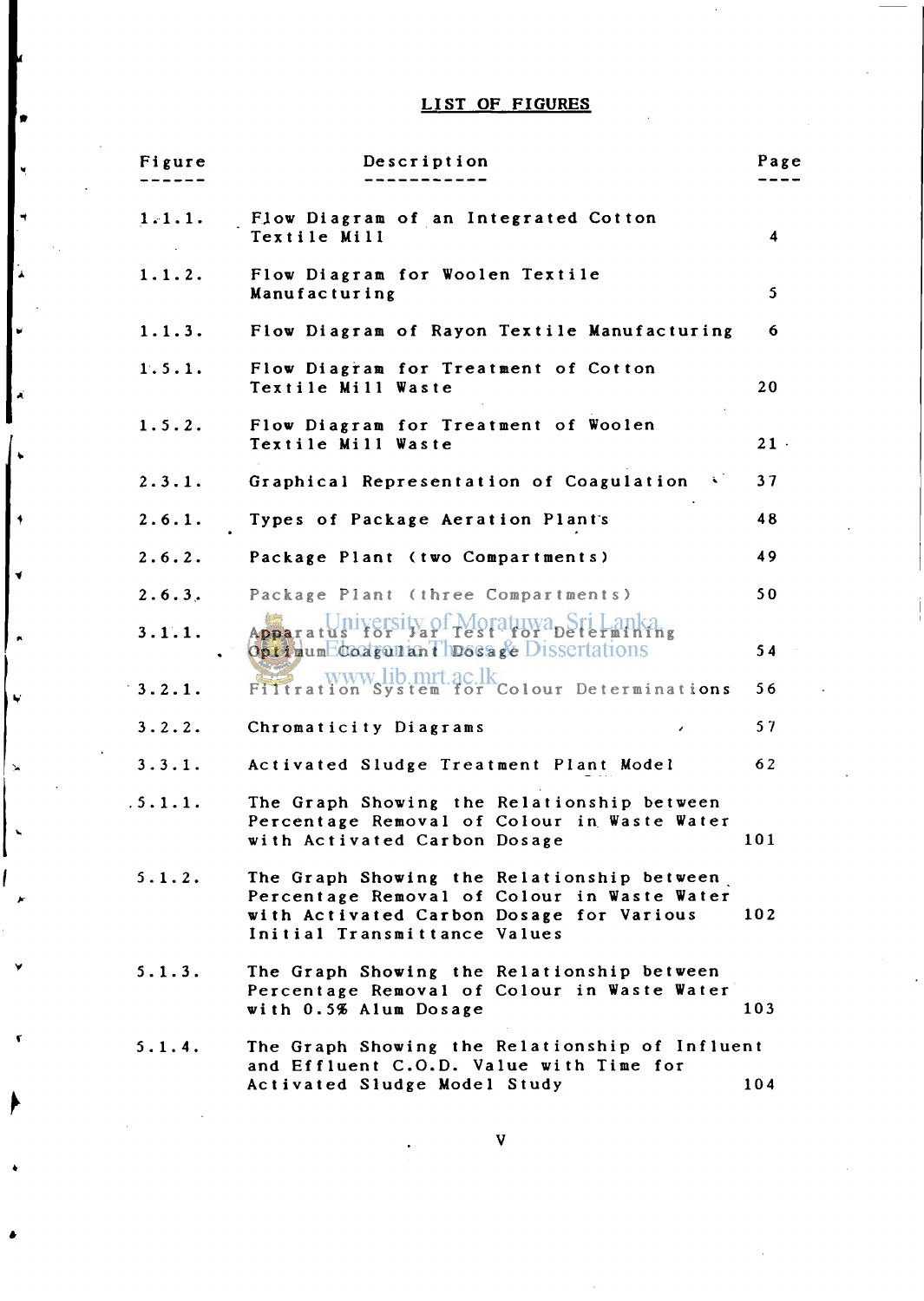# LIST OF FIGURES

| Figure | Description | Page |
|---|---|---|
| 1.1.1. | Flow Diagram of an Integrated Cotton Textile Mill | 4 |
| 1.1.2. | Flow Diagram for Woolen Textile Manufacturing | 5 |
| 1.1.3. | Flow Diagram of Rayon Textile Manufacturing | 6 |
| 1.5.1. | Flow Diagram for Treatment of Cotton Textile Mill Waste | 20 |
| 1.5.2. | Flow Diagram for Treatment of Woolen Textile Mill Waste | 21 |
| 2.3.1. | Graphical Representation of Coagulation | 37 |
| 2.6.1. | Types of Package Aeration Plants | 48 |
| 2.6.2. | Package Plant (two Compartments) | 49 |
| 2.6.3. | Package Plant (three Compartments) | 50 |
| 3.1.1. | Apparatus for Jar Test for Determining Optimum Coagulant Dosage | 54 |
| 3.2.1. | Filtration System for Colour Determinations | 56 |
| 3.2.2. | Chromaticity Diagrams | 57 |
| 3.3.1. | Activated Sludge Treatment Plant Model | 62 |
| 5.1.1. | The Graph Showing the Relationship between Percentage Removal of Colour in Waste Water with Activated Carbon Dosage | 101 |
| 5.1.2. | The Graph Showing the Relationship between Percentage Removal of Colour in Waste Water with Activated Carbon Dosage for Various Initial Transmittance Values | 102 |
| 5.1.3. | The Graph Showing the Relationship between Percentage Removal of Colour in Waste Water with 0.5% Alum Dosage | 103 |
| 5.1.4. | The Graph Showing the Relationship of Influent and Effluent C.O.D. Value with Time for Activated Sludge Model Study | 104 |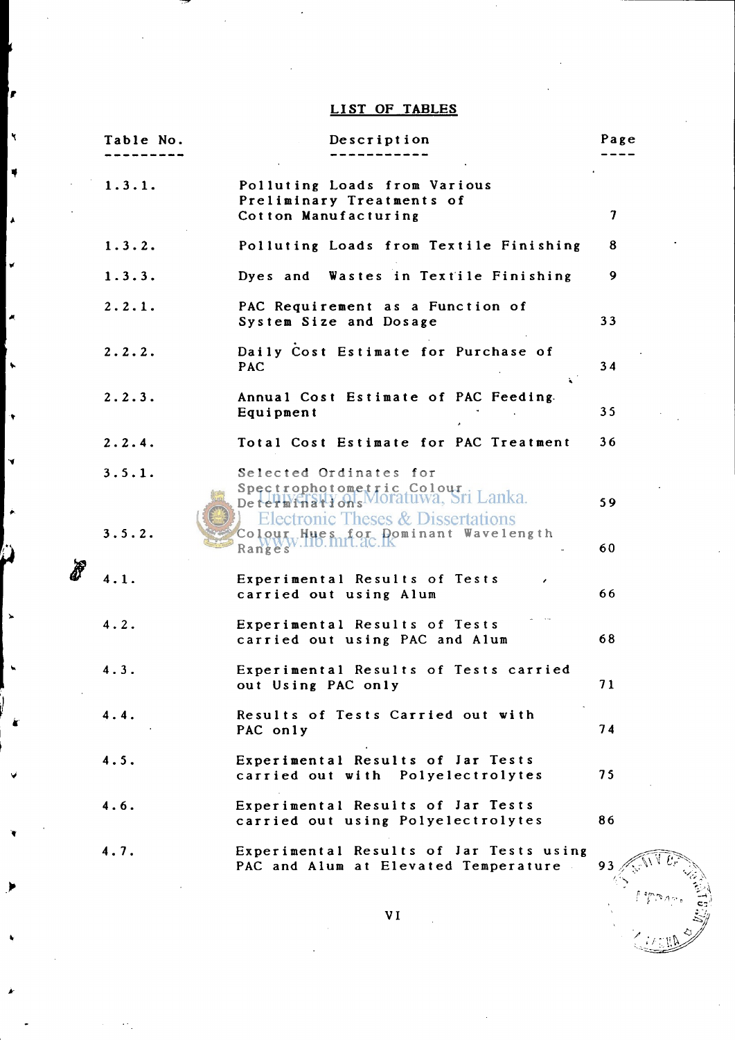## LIST OF TABLES

| Table No. | Description | Page |
|---|---|---|
| 1.3.1. | Polluting Loads from Various Preliminary Treatments of Cotton Manufacturing | 7 |
| 1.3.2. | Polluting Loads from Textile Finishing | 8 |
| 1.3.3. | Dyes and Wastes in Textile Finishing | 9 |
| 2.2.1. | PAC Requirement as a Function of System Size and Dosage | 33 |
| 2.2.2. | Daily Cost Estimate for Purchase of PAC | 34 |
| 2.2.3. | Annual Cost Estimate of PAC Feeding Equipment | 35 |
| 2.2.4. | Total Cost Estimate for PAC Treatment | 36 |
| 3.5.1. | Selected Ordinates for Spectrophotometric Colour Determinations | 59 |
| 3.5.2. | Colour Hues for Dominant Wavelength Ranges | 60 |
| 4.1. | Experimental Results of Tests carried out using Alum | 66 |
| 4.2. | Experimental Results of Tests carried out using PAC and Alum | 68 |
| 4.3. | Experimental Results of Tests carried out Using PAC only | 71 |
| 4.4. | Results of Tests Carried out with PAC only | 74 |
| 4.5. | Experimental Results of Jar Tests carried out with Polyelectrolytes | 75 |
| 4.6. | Experimental Results of Jar Tests carried out using Polyelectrolytes | 86 |
| 4.7. | Experimental Results of Jar Tests using PAC and Alum at Elevated Temperature | 93 |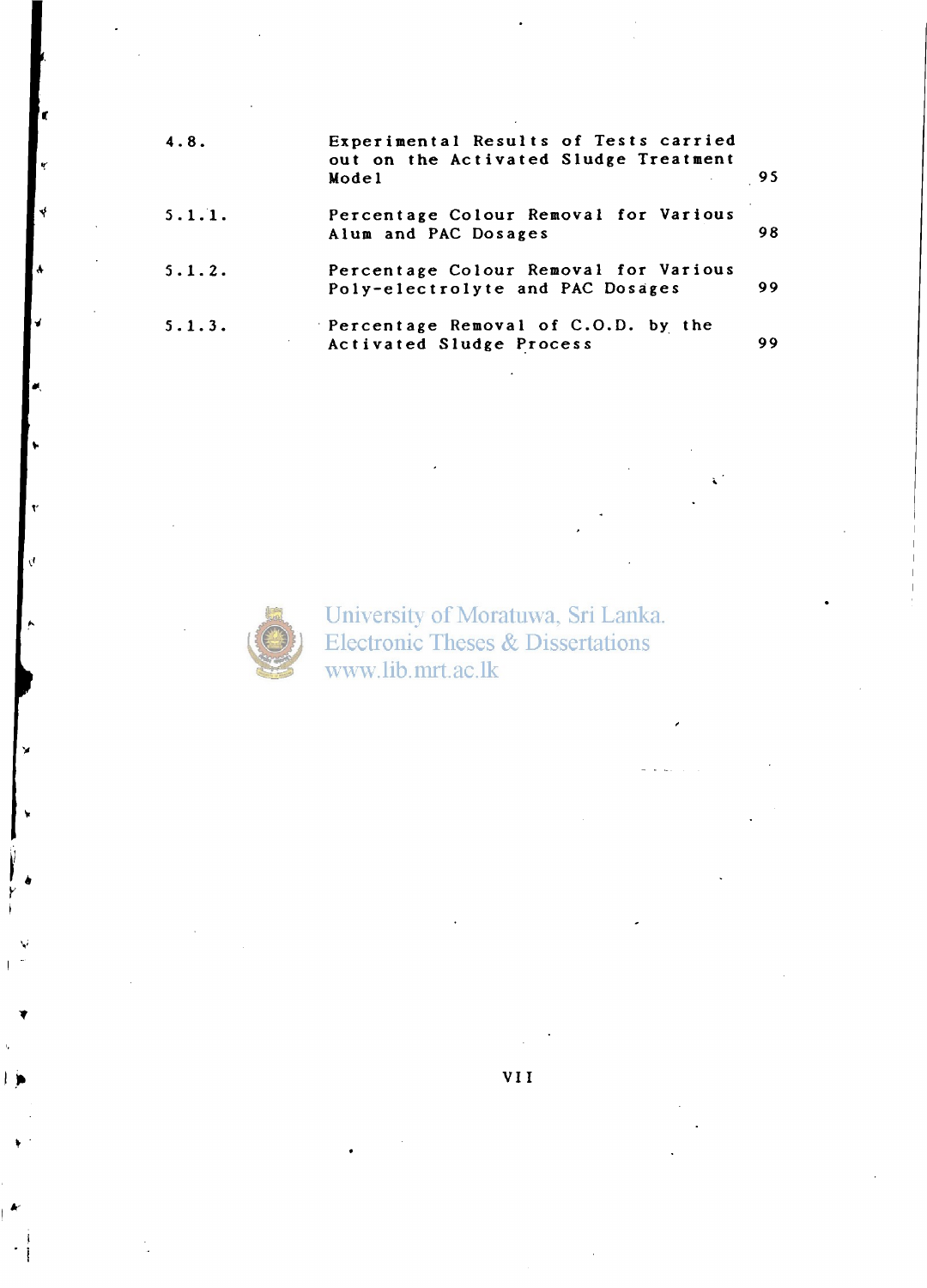| | | |
|---|---|---|
| 4.8. | Experimental Results of Tests carried out on the Activated Sludge Treatment Model | 95 |
| 5.1.1. | Percentage Colour Removal for Various Alum and PAC Dosages | 98 |
| 5.1.2. | Percentage Colour Removal for Various Poly-electrolyte and PAC Dosages | 99 |
| 5.1.3. | Percentage Removal of C.O.D. by the Activated Sludge Process | 99 |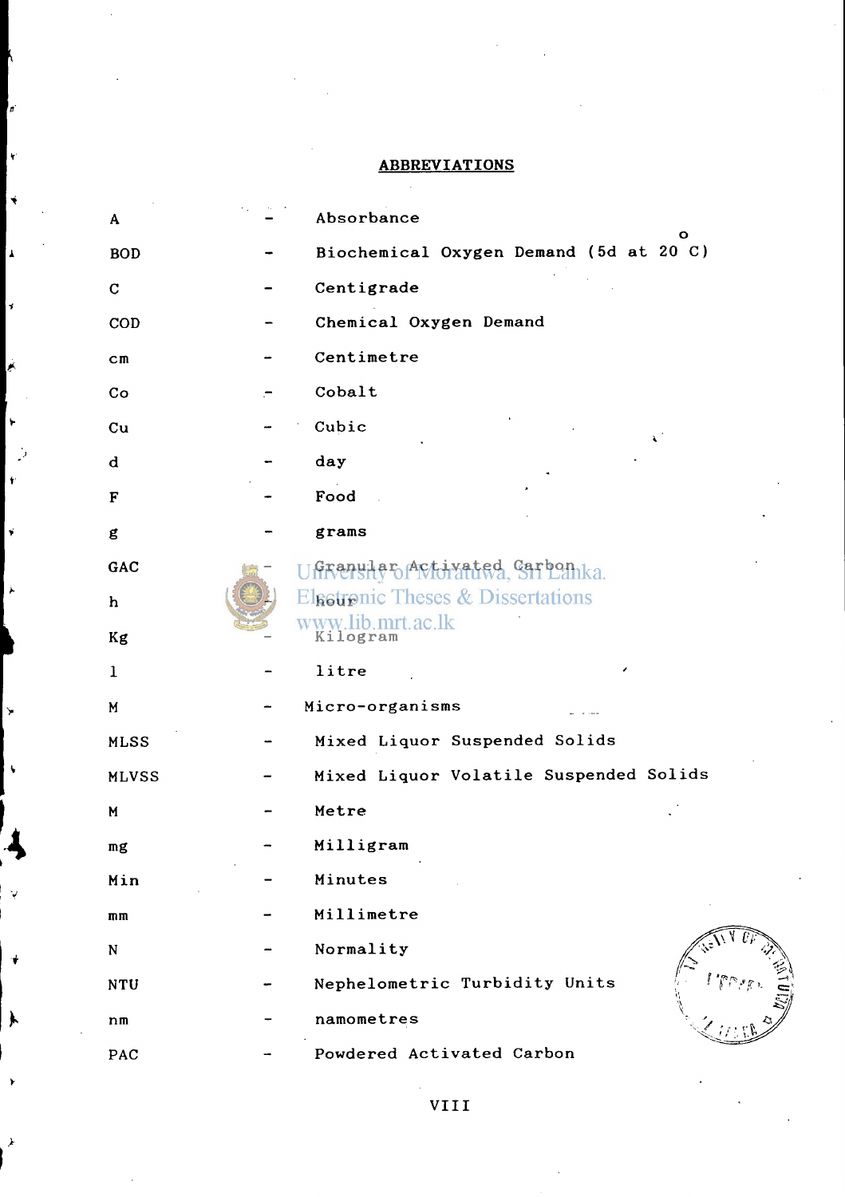## ABBREVIATIONS

| | | |
|---|---|---|
| A | - | Absorbance |
| BOD | - | Biochemical Oxygen Demand (5d at 20 $^{o}$C) |
| C | - | Centigrade |
| COD | - | Chemical Oxygen Demand |
| cm | - | Centimetre |
| Co | - | Cobalt |
| Cu | - | Cubic |
| d | - | day |
| F | - | Food |
| g | - | grams |
| GAC | - | Granular Activated Carbon |
| h | - | hour |
| Kg | - | Kilogram |
| l | - | litre |
| M | - | Micro-organisms |
| MLSS | - | Mixed Liquor Suspended Solids |
| MLVSS | - | Mixed Liquor Volatile Suspended Solids |
| M | - | Metre |
| mg | - | Milligram |
| Min | - | Minutes |
| mm | - | Millimetre |
| N | - | Normality |
| NTU | - | Nephelometric Turbidity Units |
| nm | - | namometres |
| PAC | - | Powdered Activated Carbon |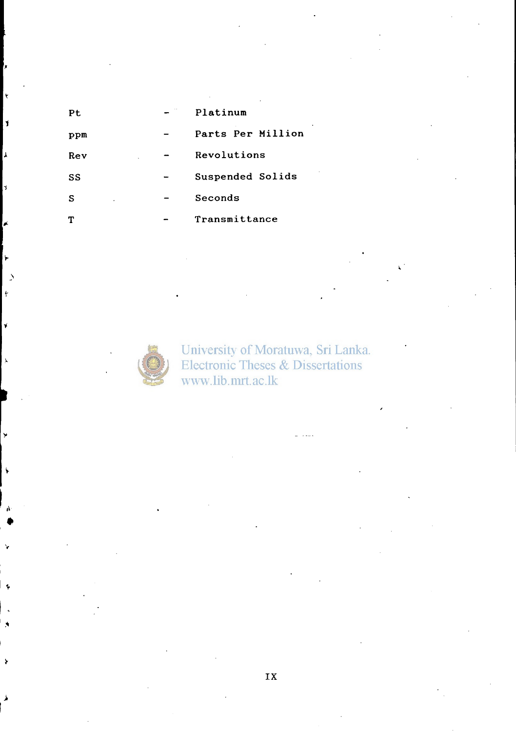| | | |
|---|---|---|
| Pt | - | Platinum |
| ppm | - | Parts Per Million |
| Rev | - | Revolutions |
| SS | - | Suspended Solids |
| S | - | Seconds |
| T | - | Transmittance |